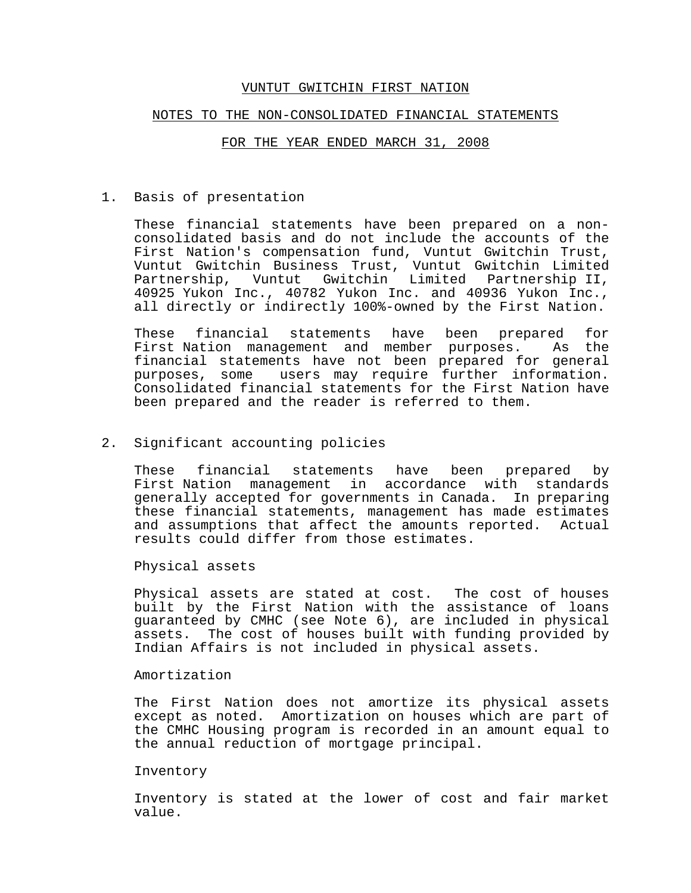# VUNTUT GWITCHIN FIRST NATION

## NOTES TO THE NON-CONSOLIDATED FINANCIAL STATEMENTS

## FOR THE YEAR ENDED MARCH 31, 2008

1. Basis of presentation

   These financial statements have been prepared on a non-consolidated basis and do not include the accounts of the First Nation's compensation fund, Vuntut Gwitchin Trust, Vuntut Gwitchin Business Trust, Vuntut Gwitchin Limited Partnership, Vuntut Gwitchin Limited Partnership II, 40925 Yukon Inc., 40782 Yukon Inc. and 40936 Yukon Inc., all directly or indirectly 100%-owned by the First Nation.

   These financial statements have been prepared for First Nation management and member purposes. As the financial statements have not been prepared for general purposes, some users may require further information. Consolidated financial statements for the First Nation have been prepared and the reader is referred to them.

2. Significant accounting policies

   These financial statements have been prepared by First Nation management in accordance with standards generally accepted for governments in Canada. In preparing these financial statements, management has made estimates and assumptions that affect the amounts reported. Actual results could differ from those estimates.

   Physical assets

   Physical assets are stated at cost. The cost of houses built by the First Nation with the assistance of loans guaranteed by CMHC (see Note 6), are included in physical assets. The cost of houses built with funding provided by Indian Affairs is not included in physical assets.

   Amortization

   The First Nation does not amortize its physical assets except as noted. Amortization on houses which are part of the CMHC Housing program is recorded in an amount equal to the annual reduction of mortgage principal.

   Inventory

   Inventory is stated at the lower of cost and fair market value.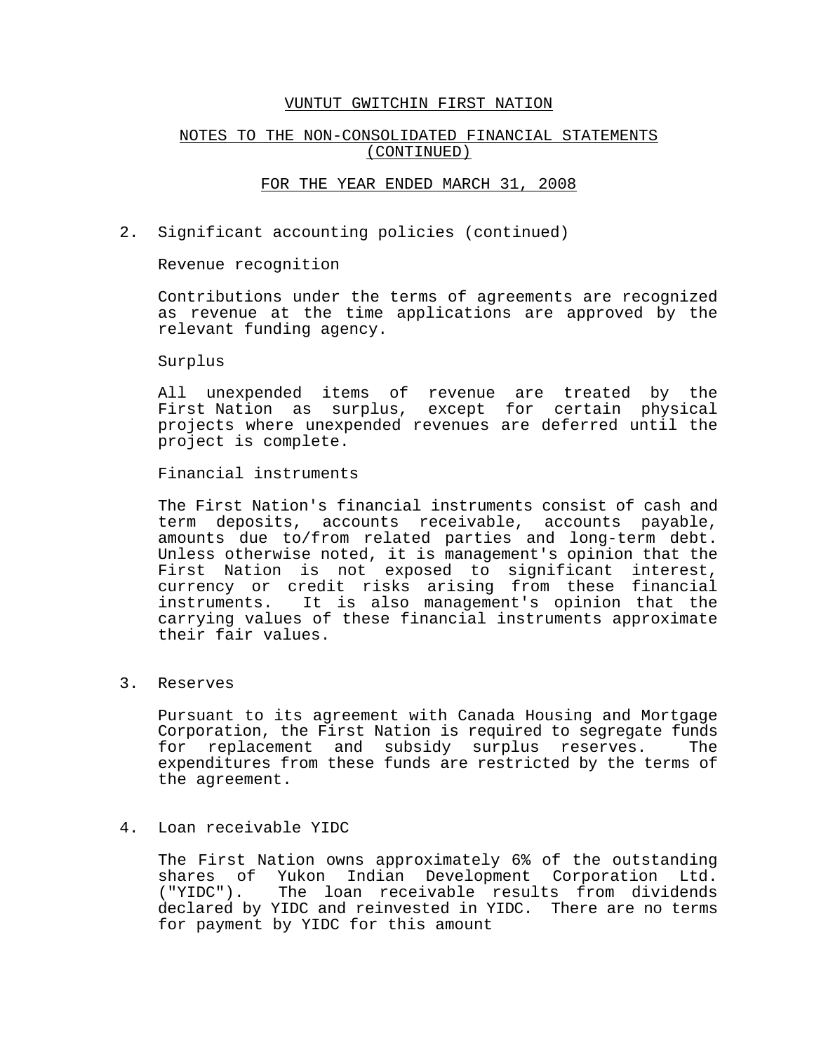# VUNTUT GWITCHIN FIRST NATION

## NOTES TO THE NON-CONSOLIDATED FINANCIAL STATEMENTS (CONTINUED)

## FOR THE YEAR ENDED MARCH 31, 2008

2. Significant accounting policies (continued)

   Revenue recognition

   Contributions under the terms of agreements are recognized as revenue at the time applications are approved by the relevant funding agency.

   Surplus

   All unexpended items of revenue are treated by the First Nation as surplus, except for certain physical projects where unexpended revenues are deferred until the project is complete.

   Financial instruments

   The First Nation's financial instruments consist of cash and term deposits, accounts receivable, accounts payable, amounts due to/from related parties and long-term debt. Unless otherwise noted, it is management's opinion that the First Nation is not exposed to significant interest, currency or credit risks arising from these financial instruments. It is also management's opinion that the carrying values of these financial instruments approximate their fair values.

3. Reserves

   Pursuant to its agreement with Canada Housing and Mortgage Corporation, the First Nation is required to segregate funds for replacement and subsidy surplus reserves. The expenditures from these funds are restricted by the terms of the agreement.

4. Loan receivable YIDC

   The First Nation owns approximately 6% of the outstanding shares of Yukon Indian Development Corporation Ltd. ("YIDC"). The loan receivable results from dividends declared by YIDC and reinvested in YIDC. There are no terms for payment by YIDC for this amount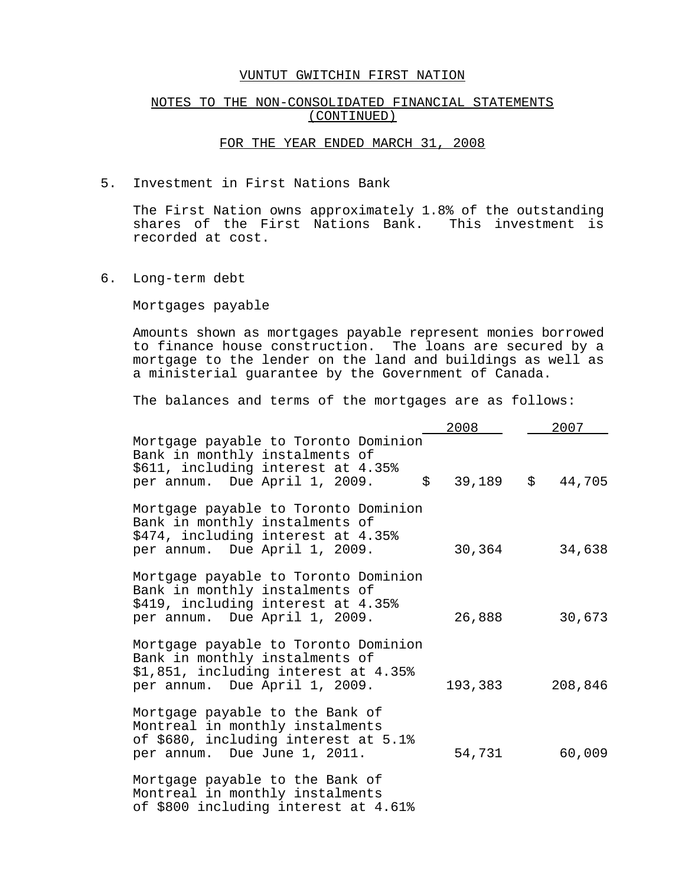VUNTUT GWITCHIN FIRST NATION

NOTES TO THE NON-CONSOLIDATED FINANCIAL STATEMENTS (CONTINUED)

FOR THE YEAR ENDED MARCH 31, 2008

## 5. Investment in First Nations Bank

The First Nation owns approximately 1.8% of the outstanding shares of the First Nations Bank. This investment is recorded at cost.

## 6. Long-term debt

Mortgages payable

Amounts shown as mortgages payable represent monies borrowed to finance house construction. The loans are secured by a mortgage to the lender on the land and buildings as well as a ministerial guarantee by the Government of Canada.

The balances and terms of the mortgages are as follows:

| | 2008 | 2007 |
|---|---|---|
| Mortgage payable to Toronto Dominion Bank in monthly instalments of $611, including interest at 4.35% per annum. Due April 1, 2009. | $ 39,189 | $ 44,705 |
| Mortgage payable to Toronto Dominion Bank in monthly instalments of $474, including interest at 4.35% per annum. Due April 1, 2009. | 30,364 | 34,638 |
| Mortgage payable to Toronto Dominion Bank in monthly instalments of $419, including interest at 4.35% per annum. Due April 1, 2009. | 26,888 | 30,673 |
| Mortgage payable to Toronto Dominion Bank in monthly instalments of $1,851, including interest at 4.35% per annum. Due April 1, 2009. | 193,383 | 208,846 |
| Mortgage payable to the Bank of Montreal in monthly instalments of $680, including interest at 5.1% per annum. Due June 1, 2011. | 54,731 | 60,009 |
| Mortgage payable to the Bank of Montreal in monthly instalments of $800 including interest at 4.61% | | |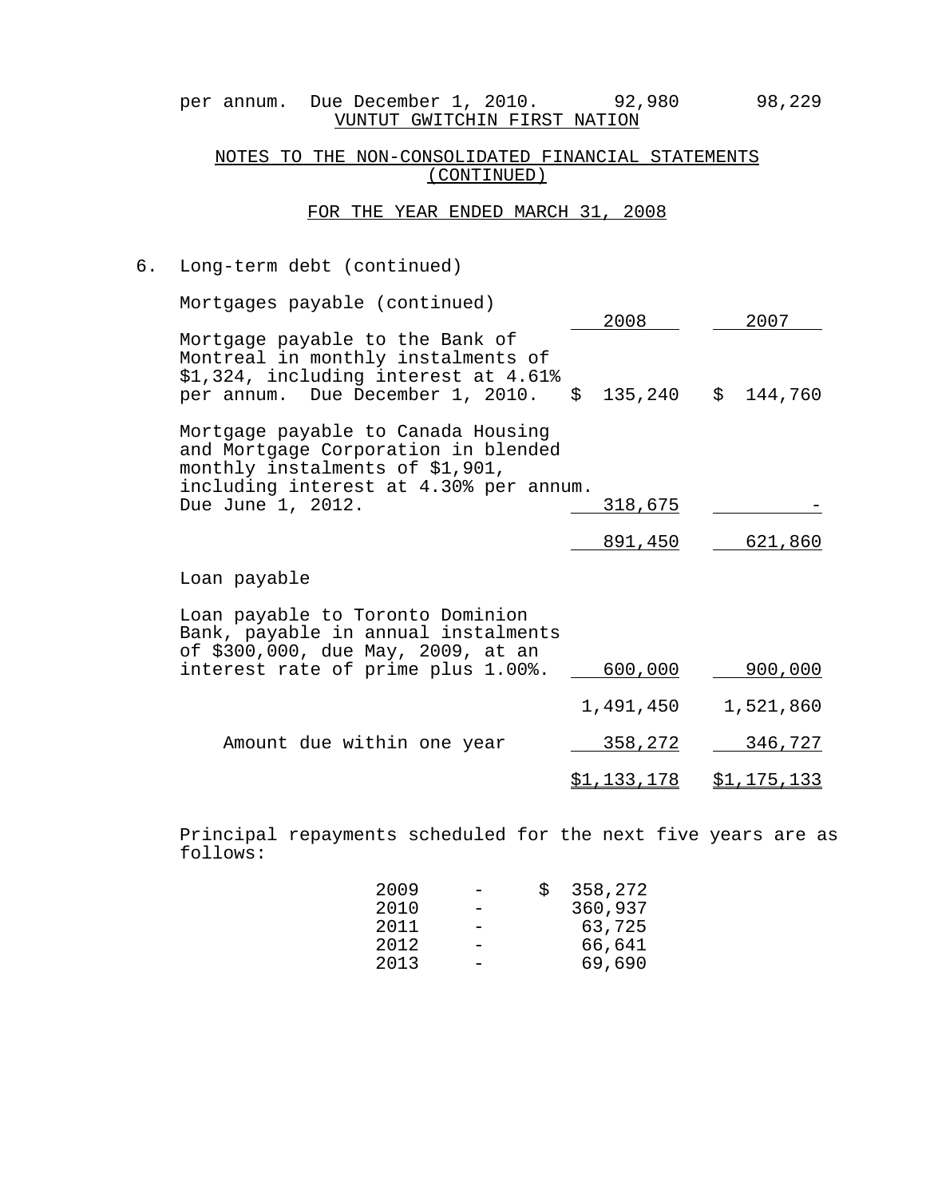per annum. Due December 1, 2010. 92,980 98,229

VUNTUT GWITCHIN FIRST NATION

NOTES TO THE NON-CONSOLIDATED FINANCIAL STATEMENTS (CONTINUED)

FOR THE YEAR ENDED MARCH 31, 2008

6. Long-term debt (continued)

Mortgages payable (continued)

| | 2008 | 2007 |
|---|---|---|
| Mortgage payable to the Bank of Montreal in monthly instalments of $1,324, including interest at 4.61% per annum. Due December 1, 2010. | $ 135,240 | $ 144,760 |
| Mortgage payable to Canada Housing and Mortgage Corporation in blended monthly instalments of $1,901, including interest at 4.30% per annum. Due June 1, 2012. | 318,675 | - |
| | 891,450 | 621,860 |
| **Loan payable** | | |
| Loan payable to Toronto Dominion Bank, payable in annual instalments of $300,000, due May, 2009, at an interest rate of prime plus 1.00%. | 600,000 | 900,000 |
| | 1,491,450 | 1,521,860 |
| Amount due within one year | 358,272 | 346,727 |
| | $1,133,178 | $1,175,133 |

Principal repayments scheduled for the next five years are as follows:

| | | |
|---|---|---|
| 2009 | - | $ 358,272 |
| 2010 | - | 360,937 |
| 2011 | - | 63,725 |
| 2012 | - | 66,641 |
| 2013 | - | 69,690 |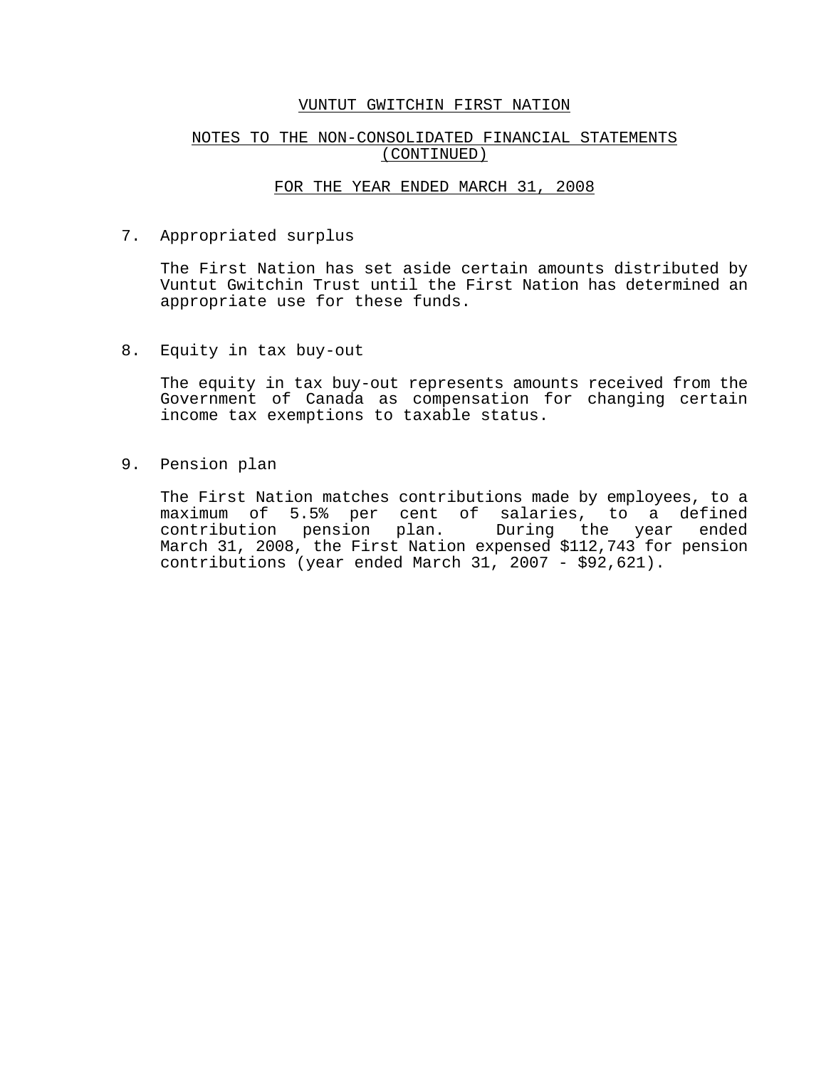VUNTUT GWITCHIN FIRST NATION

NOTES TO THE NON-CONSOLIDATED FINANCIAL STATEMENTS (CONTINUED)

FOR THE YEAR ENDED MARCH 31, 2008

7. Appropriated surplus

The First Nation has set aside certain amounts distributed by Vuntut Gwitchin Trust until the First Nation has determined an appropriate use for these funds.

8. Equity in tax buy-out

The equity in tax buy-out represents amounts received from the Government of Canada as compensation for changing certain income tax exemptions to taxable status.

9. Pension plan

The First Nation matches contributions made by employees, to a maximum of 5.5% per cent of salaries, to a defined contribution pension plan. During the year ended March 31, 2008, the First Nation expensed $112,743 for pension contributions (year ended March 31, 2007 - $92,621).